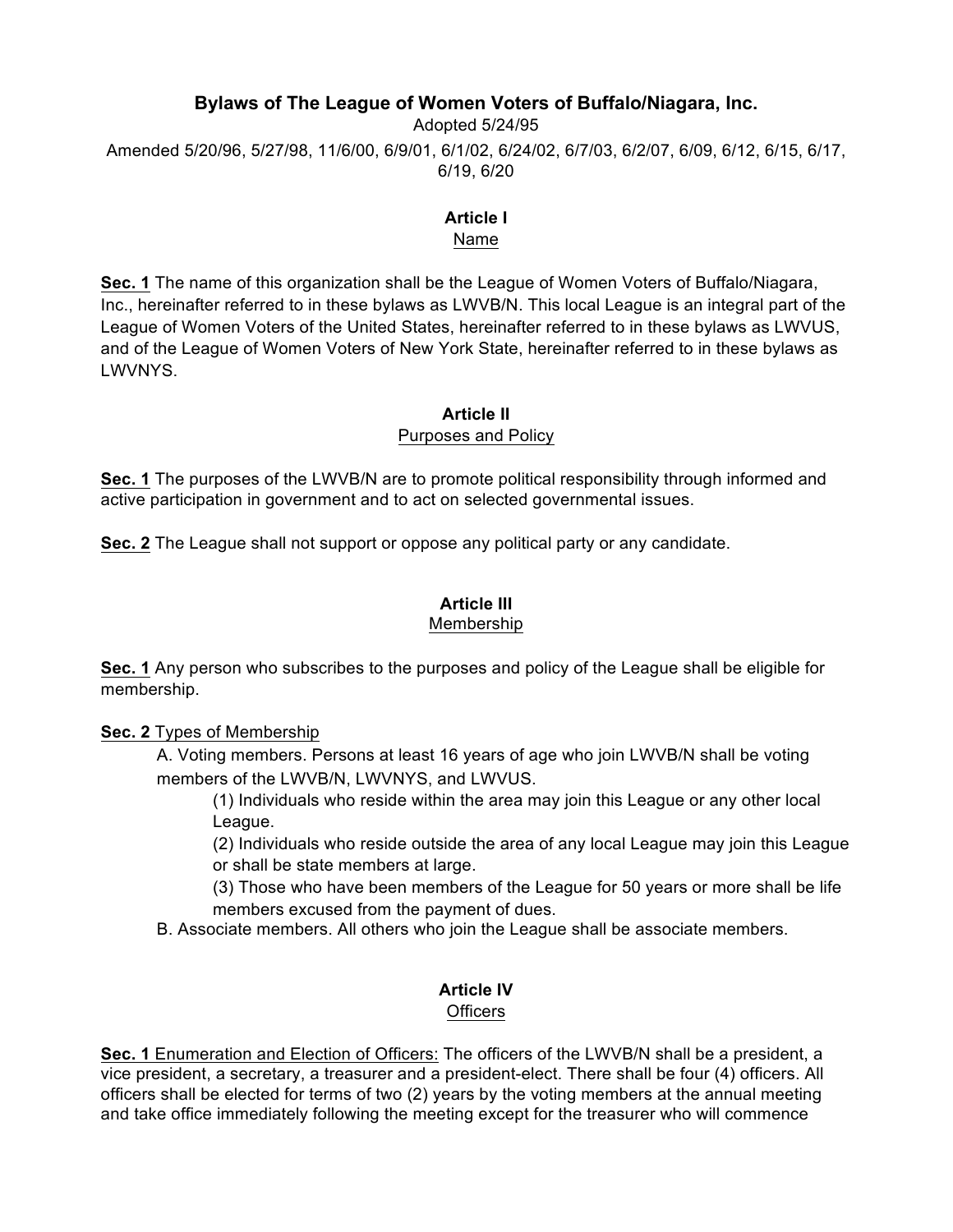# Bylaws of The League of Women Voters of Buffalo/Niagara, Inc.

Adopted 5/24/95

Amended 5/20/96, 5/27/98, 11/6/00, 6/9/01, 6/1/02, 6/24/02, 6/7/03, 6/2/07, 6/09, 6/12, 6/15, 6/17, 6/19, 6/20

## Article I

Name

**Sec. 1** The name of this organization shall be the League of Women Voters of Buffalo/Niagara, Inc., hereinafter referred to in these bylaws as LWVB/N. This local League is an integral part of the League of Women Voters of the United States, hereinafter referred to in these bylaws as LWVUS, and of the League of Women Voters of New York State, hereinafter referred to in these bylaws as LWVNYS.

## Article II

Purposes and Policy

**Sec. 1** The purposes of the LWVB/N are to promote political responsibility through informed and active participation in government and to act on selected governmental issues.

**Sec. 2** The League shall not support or oppose any political party or any candidate.

## Article III

Membership

**Sec. 1** Any person who subscribes to the purposes and policy of the League shall be eligible for membership.

**Sec. 2** Types of Membership

A. Voting members. Persons at least 16 years of age who join LWVB/N shall be voting members of the LWVB/N, LWVNYS, and LWVUS.

(1) Individuals who reside within the area may join this League or any other local League.

(2) Individuals who reside outside the area of any local League may join this League or shall be state members at large.

(3) Those who have been members of the League for 50 years or more shall be life members excused from the payment of dues.

B. Associate members. All others who join the League shall be associate members.

## Article IV

Officers

**Sec. 1** Enumeration and Election of Officers: The officers of the LWVB/N shall be a president, a vice president, a secretary, a treasurer and a president-elect. There shall be four (4) officers. All officers shall be elected for terms of two (2) years by the voting members at the annual meeting and take office immediately following the meeting except for the treasurer who will commence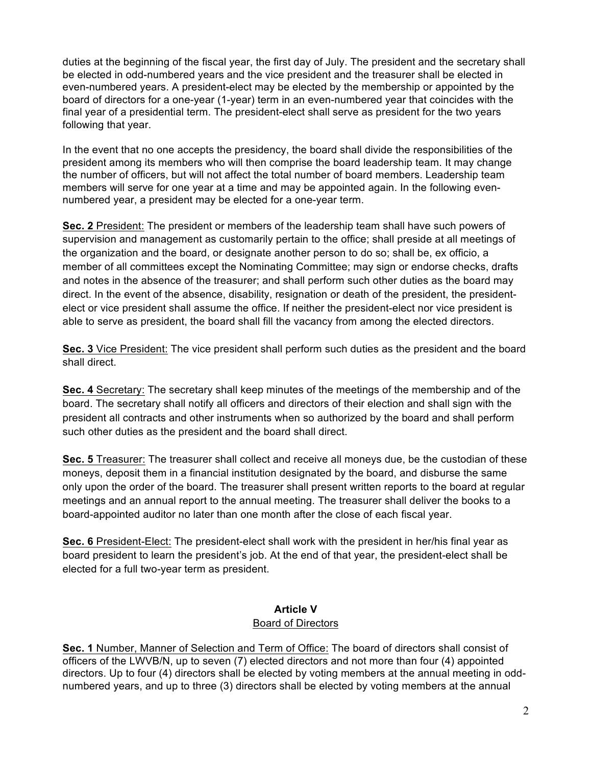duties at the beginning of the fiscal year, the first day of July. The president and the secretary shall be elected in odd-numbered years and the vice president and the treasurer shall be elected in even-numbered years. A president-elect may be elected by the membership or appointed by the board of directors for a one-year (1-year) term in an even-numbered year that coincides with the final year of a presidential term. The president-elect shall serve as president for the two years following that year.

In the event that no one accepts the presidency, the board shall divide the responsibilities of the president among its members who will then comprise the board leadership team. It may change the number of officers, but will not affect the total number of board members. Leadership team members will serve for one year at a time and may be appointed again. In the following even-numbered year, a president may be elected for a one-year term.

**Sec. 2** President: The president or members of the leadership team shall have such powers of supervision and management as customarily pertain to the office; shall preside at all meetings of the organization and the board, or designate another person to do so; shall be, ex officio, a member of all committees except the Nominating Committee; may sign or endorse checks, drafts and notes in the absence of the treasurer; and shall perform such other duties as the board may direct. In the event of the absence, disability, resignation or death of the president, the president-elect or vice president shall assume the office. If neither the president-elect nor vice president is able to serve as president, the board shall fill the vacancy from among the elected directors.

**Sec. 3** Vice President: The vice president shall perform such duties as the president and the board shall direct.

**Sec. 4** Secretary: The secretary shall keep minutes of the meetings of the membership and of the board. The secretary shall notify all officers and directors of their election and shall sign with the president all contracts and other instruments when so authorized by the board and shall perform such other duties as the president and the board shall direct.

**Sec. 5** Treasurer: The treasurer shall collect and receive all moneys due, be the custodian of these moneys, deposit them in a financial institution designated by the board, and disburse the same only upon the order of the board. The treasurer shall present written reports to the board at regular meetings and an annual report to the annual meeting. The treasurer shall deliver the books to a board-appointed auditor no later than one month after the close of each fiscal year.

**Sec. 6** President-Elect: The president-elect shall work with the president in her/his final year as board president to learn the president's job. At the end of that year, the president-elect shall be elected for a full two-year term as president.

## Article V
### Board of Directors

**Sec. 1** Number, Manner of Selection and Term of Office: The board of directors shall consist of officers of the LWVB/N, up to seven (7) elected directors and not more than four (4) appointed directors. Up to four (4) directors shall be elected by voting members at the annual meeting in odd-numbered years, and up to three (3) directors shall be elected by voting members at the annual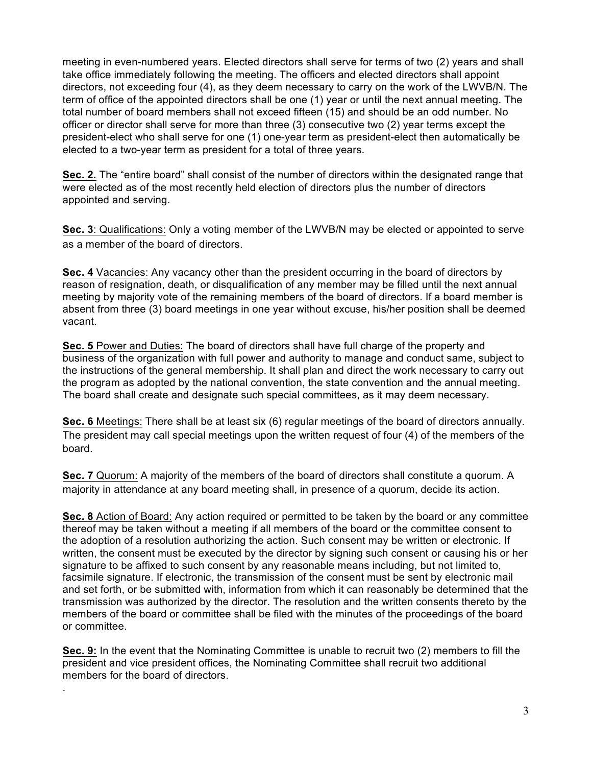meeting in even-numbered years. Elected directors shall serve for terms of two (2) years and shall take office immediately following the meeting. The officers and elected directors shall appoint directors, not exceeding four (4), as they deem necessary to carry on the work of the LWVB/N. The term of office of the appointed directors shall be one (1) year or until the next annual meeting. The total number of board members shall not exceed fifteen (15) and should be an odd number. No officer or director shall serve for more than three (3) consecutive two (2) year terms except the president-elect who shall serve for one (1) one-year term as president-elect then automatically be elected to a two-year term as president for a total of three years.

**Sec. 2.** The "entire board" shall consist of the number of directors within the designated range that were elected as of the most recently held election of directors plus the number of directors appointed and serving.

**Sec. 3**: Qualifications: Only a voting member of the LWVB/N may be elected or appointed to serve as a member of the board of directors.

**Sec. 4** Vacancies: Any vacancy other than the president occurring in the board of directors by reason of resignation, death, or disqualification of any member may be filled until the next annual meeting by majority vote of the remaining members of the board of directors. If a board member is absent from three (3) board meetings in one year without excuse, his/her position shall be deemed vacant.

**Sec. 5** Power and Duties: The board of directors shall have full charge of the property and business of the organization with full power and authority to manage and conduct same, subject to the instructions of the general membership. It shall plan and direct the work necessary to carry out the program as adopted by the national convention, the state convention and the annual meeting. The board shall create and designate such special committees, as it may deem necessary.

**Sec. 6** Meetings: There shall be at least six (6) regular meetings of the board of directors annually. The president may call special meetings upon the written request of four (4) of the members of the board.

**Sec. 7** Quorum: A majority of the members of the board of directors shall constitute a quorum. A majority in attendance at any board meeting shall, in presence of a quorum, decide its action.

**Sec. 8** Action of Board: Any action required or permitted to be taken by the board or any committee thereof may be taken without a meeting if all members of the board or the committee consent to the adoption of a resolution authorizing the action. Such consent may be written or electronic. If written, the consent must be executed by the director by signing such consent or causing his or her signature to be affixed to such consent by any reasonable means including, but not limited to, facsimile signature. If electronic, the transmission of the consent must be sent by electronic mail and set forth, or be submitted with, information from which it can reasonably be determined that the transmission was authorized by the director. The resolution and the written consents thereto by the members of the board or committee shall be filed with the minutes of the proceedings of the board or committee.

**Sec. 9:** In the event that the Nominating Committee is unable to recruit two (2) members to fill the president and vice president offices, the Nominating Committee shall recruit two additional members for the board of directors.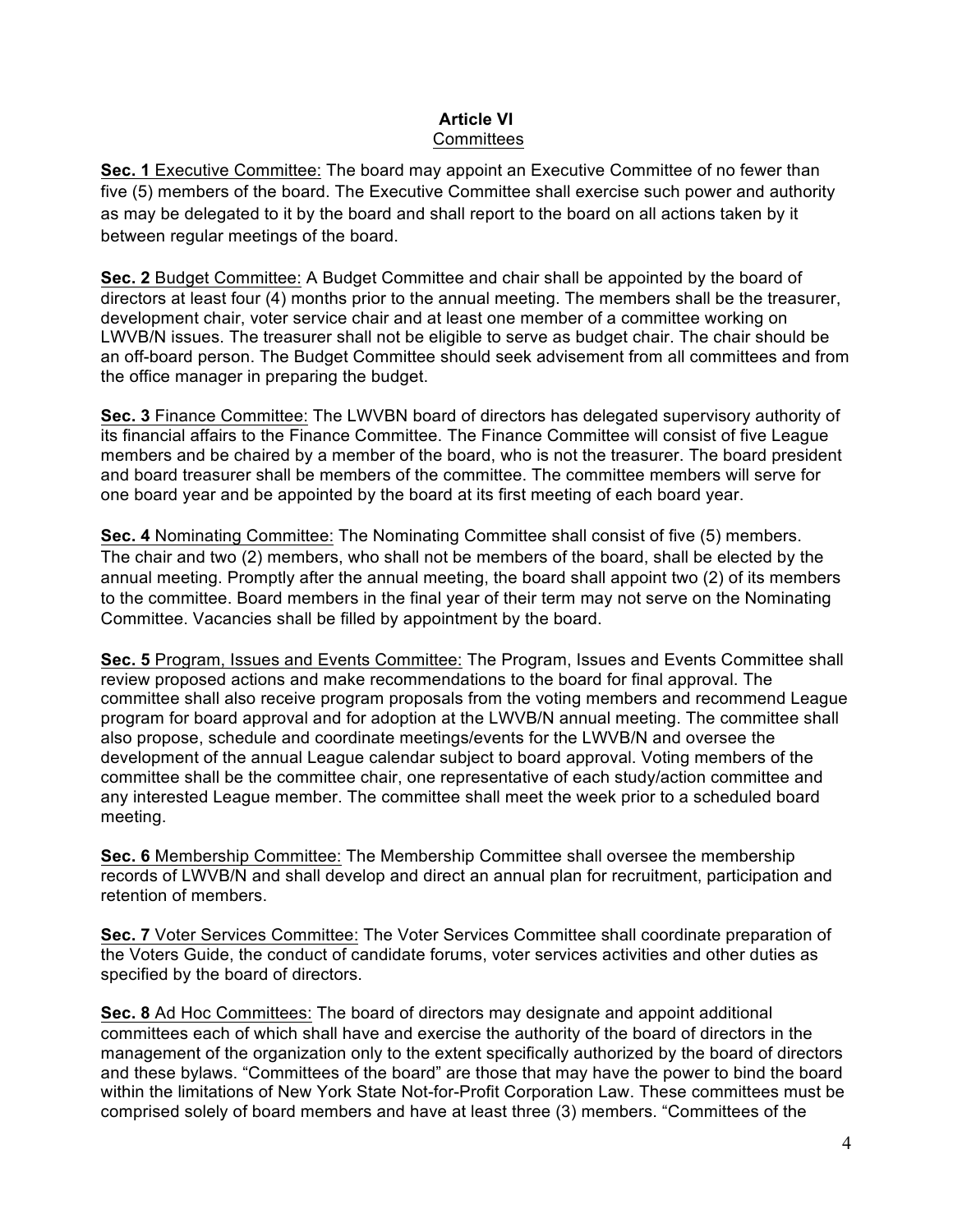## Article VI
Committees

**Sec. 1** Executive Committee: The board may appoint an Executive Committee of no fewer than five (5) members of the board. The Executive Committee shall exercise such power and authority as may be delegated to it by the board and shall report to the board on all actions taken by it between regular meetings of the board.

**Sec. 2** Budget Committee: A Budget Committee and chair shall be appointed by the board of directors at least four (4) months prior to the annual meeting. The members shall be the treasurer, development chair, voter service chair and at least one member of a committee working on LWVB/N issues. The treasurer shall not be eligible to serve as budget chair. The chair should be an off-board person. The Budget Committee should seek advisement from all committees and from the office manager in preparing the budget.

**Sec. 3** Finance Committee: The LWVBN board of directors has delegated supervisory authority of its financial affairs to the Finance Committee. The Finance Committee will consist of five League members and be chaired by a member of the board, who is not the treasurer. The board president and board treasurer shall be members of the committee. The committee members will serve for one board year and be appointed by the board at its first meeting of each board year.

**Sec. 4** Nominating Committee: The Nominating Committee shall consist of five (5) members. The chair and two (2) members, who shall not be members of the board, shall be elected by the annual meeting. Promptly after the annual meeting, the board shall appoint two (2) of its members to the committee. Board members in the final year of their term may not serve on the Nominating Committee. Vacancies shall be filled by appointment by the board.

**Sec. 5** Program, Issues and Events Committee: The Program, Issues and Events Committee shall review proposed actions and make recommendations to the board for final approval. The committee shall also receive program proposals from the voting members and recommend League program for board approval and for adoption at the LWVB/N annual meeting. The committee shall also propose, schedule and coordinate meetings/events for the LWVB/N and oversee the development of the annual League calendar subject to board approval. Voting members of the committee shall be the committee chair, one representative of each study/action committee and any interested League member. The committee shall meet the week prior to a scheduled board meeting.

**Sec. 6** Membership Committee: The Membership Committee shall oversee the membership records of LWVB/N and shall develop and direct an annual plan for recruitment, participation and retention of members.

**Sec. 7** Voter Services Committee: The Voter Services Committee shall coordinate preparation of the Voters Guide, the conduct of candidate forums, voter services activities and other duties as specified by the board of directors.

**Sec. 8** Ad Hoc Committees: The board of directors may designate and appoint additional committees each of which shall have and exercise the authority of the board of directors in the management of the organization only to the extent specifically authorized by the board of directors and these bylaws. "Committees of the board" are those that may have the power to bind the board within the limitations of New York State Not-for-Profit Corporation Law. These committees must be comprised solely of board members and have at least three (3) members. "Committees of the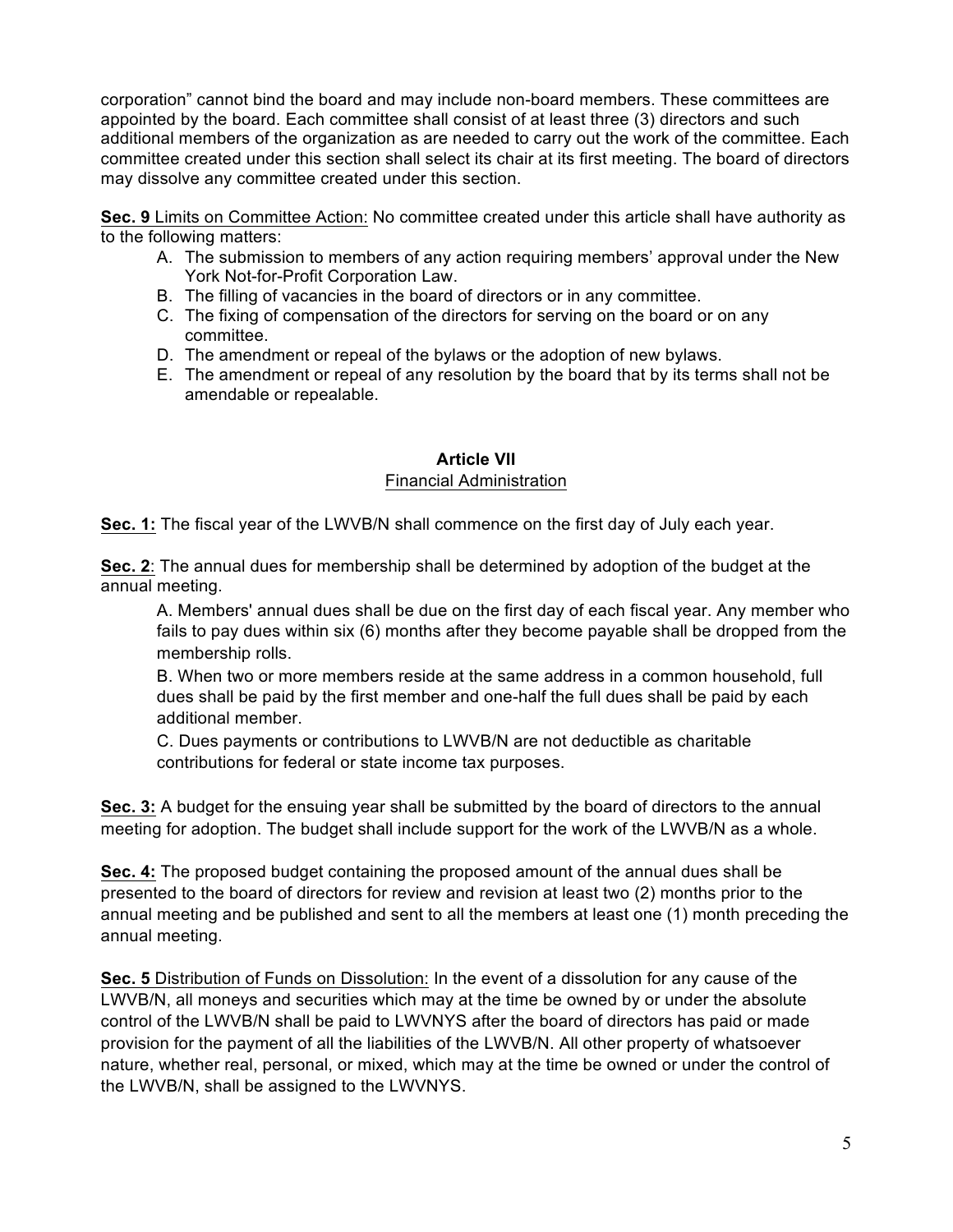corporation" cannot bind the board and may include non-board members. These committees are appointed by the board. Each committee shall consist of at least three (3) directors and such additional members of the organization as are needed to carry out the work of the committee. Each committee created under this section shall select its chair at its first meeting. The board of directors may dissolve any committee created under this section.

**Sec. 9** Limits on Committee Action: No committee created under this article shall have authority as to the following matters:

A. The submission to members of any action requiring members' approval under the New York Not-for-Profit Corporation Law.
B. The filling of vacancies in the board of directors or in any committee.
C. The fixing of compensation of the directors for serving on the board or on any committee.
D. The amendment or repeal of the bylaws or the adoption of new bylaws.
E. The amendment or repeal of any resolution by the board that by its terms shall not be amendable or repealable.

## Article VII

### Financial Administration

**Sec. 1:** The fiscal year of the LWVB/N shall commence on the first day of July each year.

**Sec. 2**: The annual dues for membership shall be determined by adoption of the budget at the annual meeting.

A. Members' annual dues shall be due on the first day of each fiscal year. Any member who fails to pay dues within six (6) months after they become payable shall be dropped from the membership rolls.

B. When two or more members reside at the same address in a common household, full dues shall be paid by the first member and one-half the full dues shall be paid by each additional member.

C. Dues payments or contributions to LWVB/N are not deductible as charitable contributions for federal or state income tax purposes.

**Sec. 3:** A budget for the ensuing year shall be submitted by the board of directors to the annual meeting for adoption. The budget shall include support for the work of the LWVB/N as a whole.

**Sec. 4:** The proposed budget containing the proposed amount of the annual dues shall be presented to the board of directors for review and revision at least two (2) months prior to the annual meeting and be published and sent to all the members at least one (1) month preceding the annual meeting.

**Sec. 5** Distribution of Funds on Dissolution: In the event of a dissolution for any cause of the LWVB/N, all moneys and securities which may at the time be owned by or under the absolute control of the LWVB/N shall be paid to LWVNYS after the board of directors has paid or made provision for the payment of all the liabilities of the LWVB/N. All other property of whatsoever nature, whether real, personal, or mixed, which may at the time be owned or under the control of the LWVB/N, shall be assigned to the LWVNYS.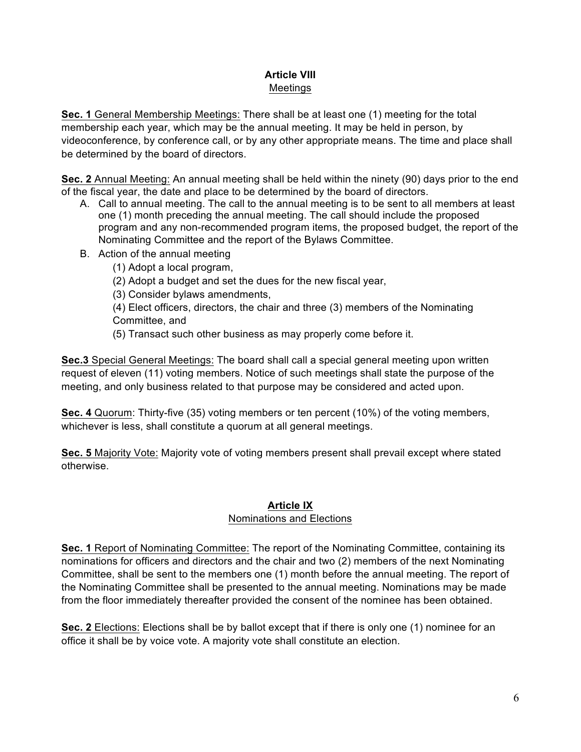## Article VIII
### Meetings

**Sec. 1** General Membership Meetings: There shall be at least one (1) meeting for the total membership each year, which may be the annual meeting. It may be held in person, by videoconference, by conference call, or by any other appropriate means. The time and place shall be determined by the board of directors.

**Sec. 2** Annual Meeting: An annual meeting shall be held within the ninety (90) days prior to the end of the fiscal year, the date and place to be determined by the board of directors.

A. Call to annual meeting. The call to the annual meeting is to be sent to all members at least one (1) month preceding the annual meeting. The call should include the proposed program and any non-recommended program items, the proposed budget, the report of the Nominating Committee and the report of the Bylaws Committee.

B. Action of the annual meeting
   (1) Adopt a local program,
   (2) Adopt a budget and set the dues for the new fiscal year,
   (3) Consider bylaws amendments,
   (4) Elect officers, directors, the chair and three (3) members of the Nominating Committee, and
   (5) Transact such other business as may properly come before it.

**Sec.3** Special General Meetings: The board shall call a special general meeting upon written request of eleven (11) voting members. Notice of such meetings shall state the purpose of the meeting, and only business related to that purpose may be considered and acted upon.

**Sec. 4** Quorum: Thirty-five (35) voting members or ten percent (10%) of the voting members, whichever is less, shall constitute a quorum at all general meetings.

**Sec. 5** Majority Vote: Majority vote of voting members present shall prevail except where stated otherwise.

## Article IX
### Nominations and Elections

**Sec. 1** Report of Nominating Committee: The report of the Nominating Committee, containing its nominations for officers and directors and the chair and two (2) members of the next Nominating Committee, shall be sent to the members one (1) month before the annual meeting. The report of the Nominating Committee shall be presented to the annual meeting. Nominations may be made from the floor immediately thereafter provided the consent of the nominee has been obtained.

**Sec. 2** Elections: Elections shall be by ballot except that if there is only one (1) nominee for an office it shall be by voice vote. A majority vote shall constitute an election.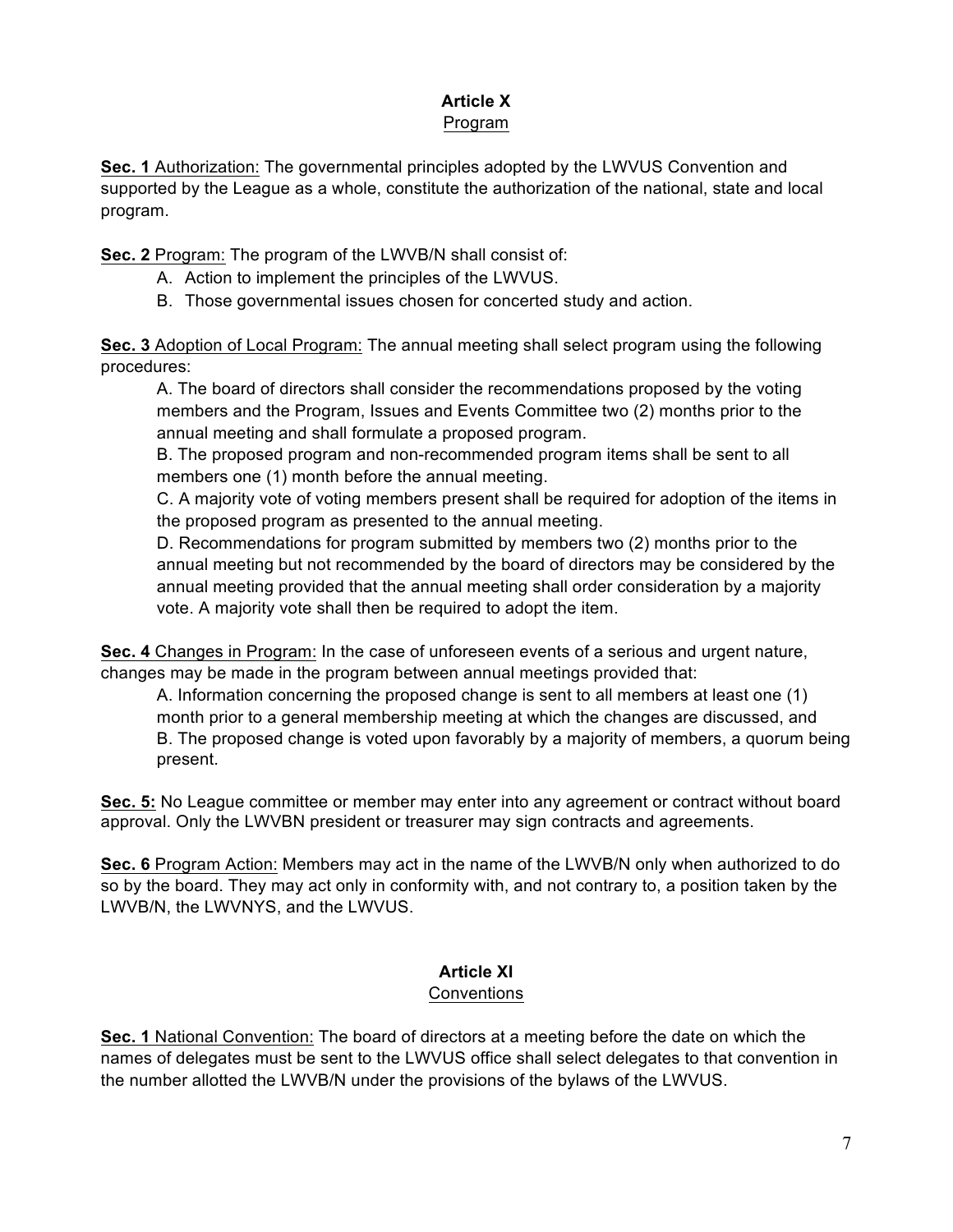## Article X
Program

**Sec. 1** Authorization: The governmental principles adopted by the LWVUS Convention and supported by the League as a whole, constitute the authorization of the national, state and local program.

**Sec. 2** Program: The program of the LWVB/N shall consist of:

A. Action to implement the principles of the LWVUS.

B. Those governmental issues chosen for concerted study and action.

**Sec. 3** Adoption of Local Program: The annual meeting shall select program using the following procedures:

A. The board of directors shall consider the recommendations proposed by the voting members and the Program, Issues and Events Committee two (2) months prior to the annual meeting and shall formulate a proposed program.

B. The proposed program and non-recommended program items shall be sent to all members one (1) month before the annual meeting.

C. A majority vote of voting members present shall be required for adoption of the items in the proposed program as presented to the annual meeting.

D. Recommendations for program submitted by members two (2) months prior to the annual meeting but not recommended by the board of directors may be considered by the annual meeting provided that the annual meeting shall order consideration by a majority vote. A majority vote shall then be required to adopt the item.

**Sec. 4** Changes in Program: In the case of unforeseen events of a serious and urgent nature, changes may be made in the program between annual meetings provided that:

A. Information concerning the proposed change is sent to all members at least one (1) month prior to a general membership meeting at which the changes are discussed, and

B. The proposed change is voted upon favorably by a majority of members, a quorum being present.

**Sec. 5:** No League committee or member may enter into any agreement or contract without board approval. Only the LWVBN president or treasurer may sign contracts and agreements.

**Sec. 6** Program Action: Members may act in the name of the LWVB/N only when authorized to do so by the board. They may act only in conformity with, and not contrary to, a position taken by the LWVB/N, the LWVNYS, and the LWVUS.

## Article XI
Conventions

**Sec. 1** National Convention: The board of directors at a meeting before the date on which the names of delegates must be sent to the LWVUS office shall select delegates to that convention in the number allotted the LWVB/N under the provisions of the bylaws of the LWVUS.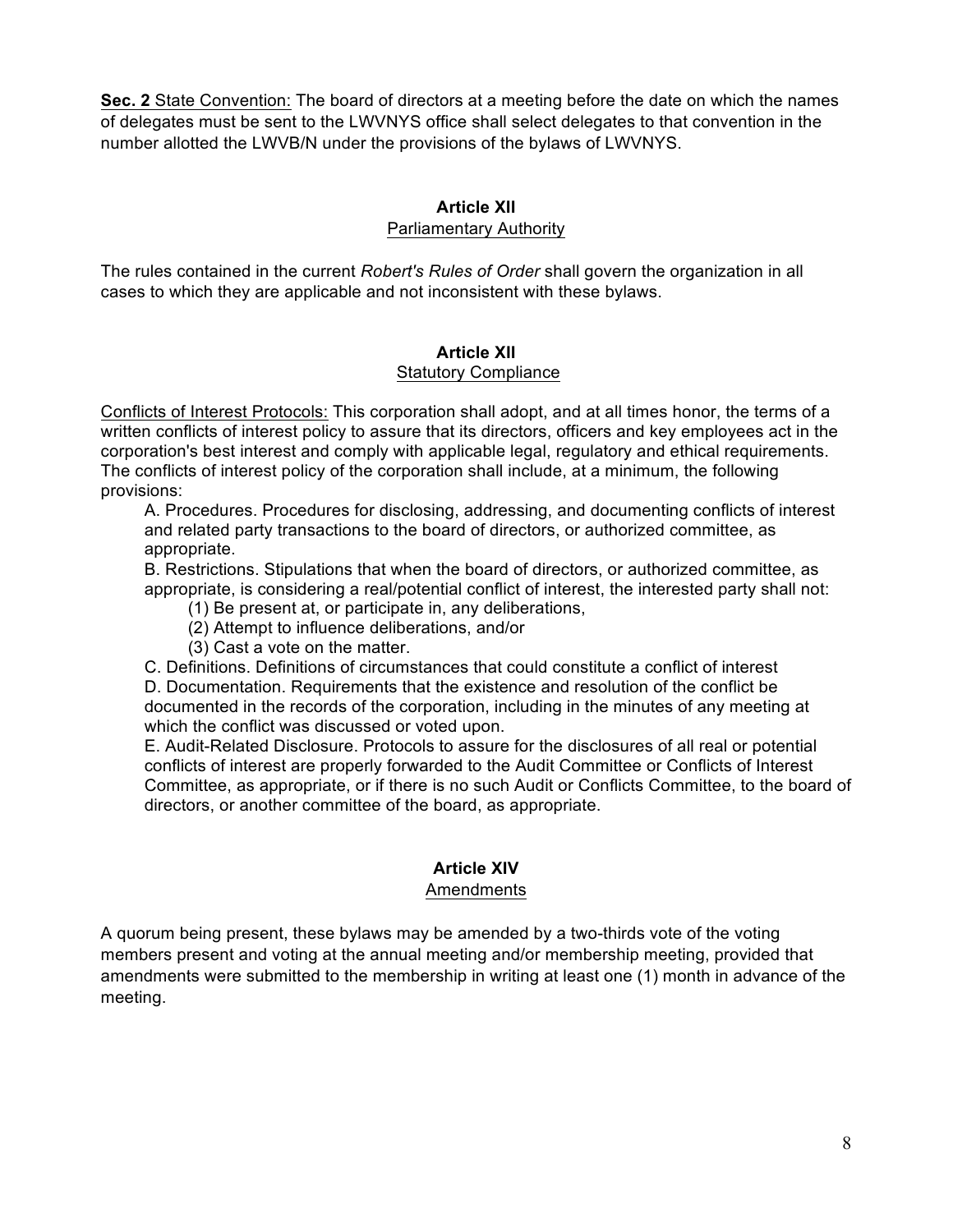**Sec. 2** State Convention: The board of directors at a meeting before the date on which the names of delegates must be sent to the LWVNYS office shall select delegates to that convention in the number allotted the LWVB/N under the provisions of the bylaws of LWVNYS.

## Article XII
### Parliamentary Authority

The rules contained in the current *Robert's Rules of Order* shall govern the organization in all cases to which they are applicable and not inconsistent with these bylaws.

## Article XII
### Statutory Compliance

Conflicts of Interest Protocols: This corporation shall adopt, and at all times honor, the terms of a written conflicts of interest policy to assure that its directors, officers and key employees act in the corporation's best interest and comply with applicable legal, regulatory and ethical requirements. The conflicts of interest policy of the corporation shall include, at a minimum, the following provisions:

A. Procedures. Procedures for disclosing, addressing, and documenting conflicts of interest and related party transactions to the board of directors, or authorized committee, as appropriate.

B. Restrictions. Stipulations that when the board of directors, or authorized committee, as appropriate, is considering a real/potential conflict of interest, the interested party shall not:

(1) Be present at, or participate in, any deliberations,

(2) Attempt to influence deliberations, and/or

(3) Cast a vote on the matter.

C. Definitions. Definitions of circumstances that could constitute a conflict of interest

D. Documentation. Requirements that the existence and resolution of the conflict be documented in the records of the corporation, including in the minutes of any meeting at which the conflict was discussed or voted upon.

E. Audit-Related Disclosure. Protocols to assure for the disclosures of all real or potential conflicts of interest are properly forwarded to the Audit Committee or Conflicts of Interest Committee, as appropriate, or if there is no such Audit or Conflicts Committee, to the board of directors, or another committee of the board, as appropriate.

## Article XIV
### Amendments

A quorum being present, these bylaws may be amended by a two-thirds vote of the voting members present and voting at the annual meeting and/or membership meeting, provided that amendments were submitted to the membership in writing at least one (1) month in advance of the meeting.